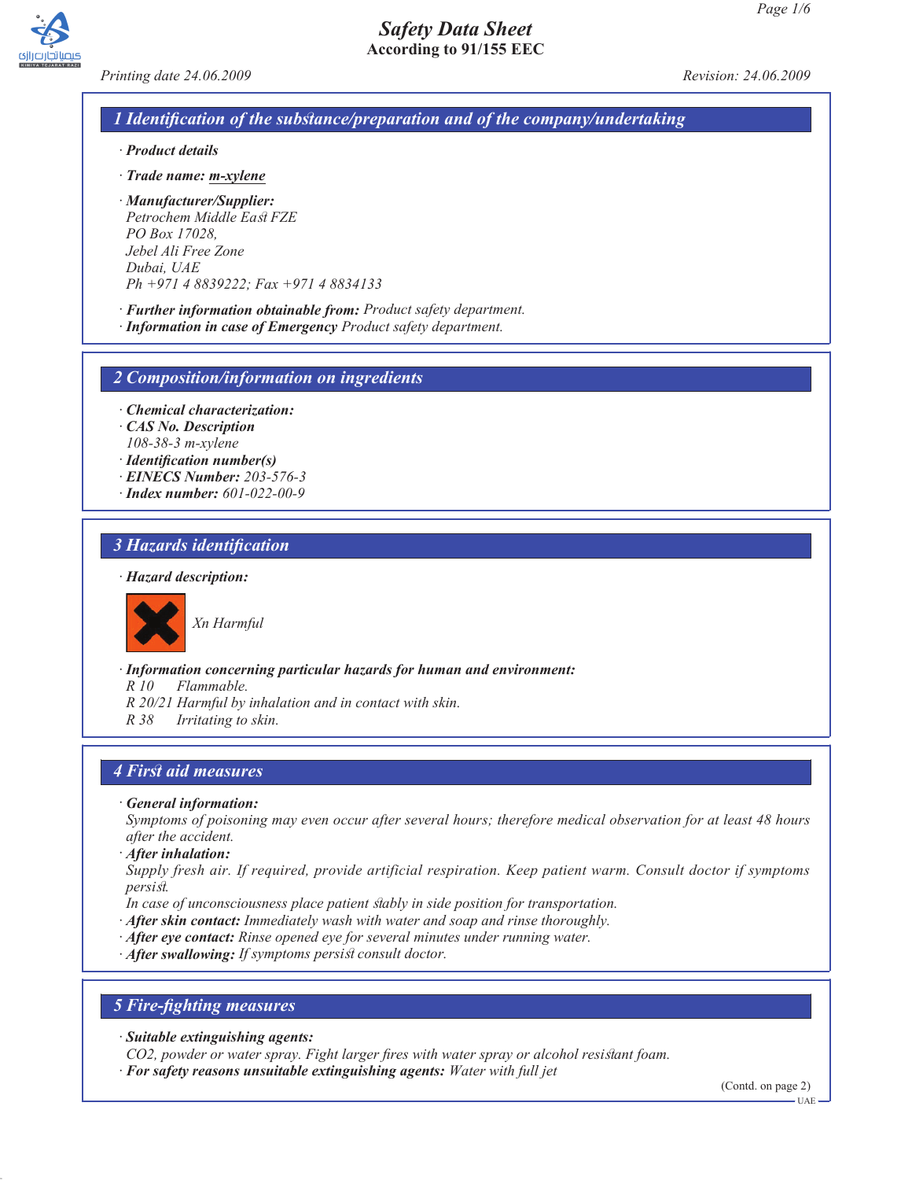# Safety Data Sheet
According to 91/155 EEC

*Printing date 24.06.2009* *Revision: 24.06.2009*

## 1 Identification of the substance/preparation and of the company/undertaking

· **Product details**

· **Trade name:** m-xylene

· **Manufacturer/Supplier:**
Petrochem Middle East FZE
PO Box 17028,
Jebel Ali Free Zone
Dubai, UAE
Ph +971 4 8839222; Fax +971 4 8834133

· **Further information obtainable from:** Product safety department.
· **Information in case of Emergency** Product safety department.

## 2 Composition/information on ingredients

· **Chemical characterization:**
· **CAS No. Description**
108-38-3 m-xylene
· **Identification number(s)**
· **EINECS Number:** 203-576-3
· **Index number:** 601-022-00-9

## 3 Hazards identification

· **Hazard description:**

Xn Harmful

· **Information concerning particular hazards for human and environment:**
R 10 Flammable.
R 20/21 Harmful by inhalation and in contact with skin.
R 38 Irritating to skin.

## 4 First aid measures

· **General information:**
Symptoms of poisoning may even occur after several hours; therefore medical observation for at least 48 hours after the accident.
· **After inhalation:**
Supply fresh air. If required, provide artificial respiration. Keep patient warm. Consult doctor if symptoms persist.
In case of unconsciousness place patient stably in side position for transportation.
· **After skin contact:** Immediately wash with water and soap and rinse thoroughly.
· **After eye contact:** Rinse opened eye for several minutes under running water.
· **After swallowing:** If symptoms persist consult doctor.

## 5 Fire-fighting measures

· **Suitable extinguishing agents:**
$CO_2$, powder or water spray. Fight larger fires with water spray or alcohol resistant foam.
· **For safety reasons unsuitable extinguishing agents:** Water with full jet

(Contd. on page 2)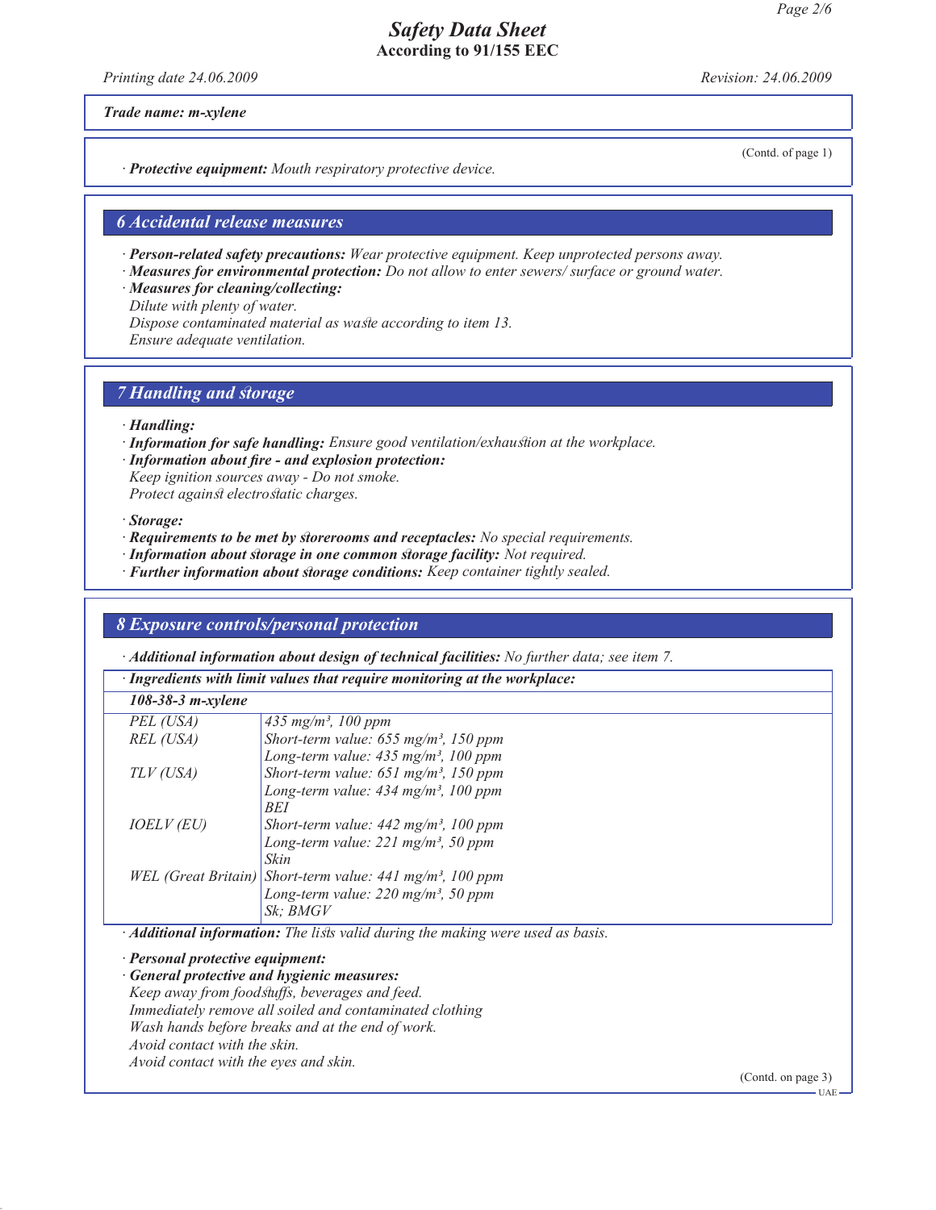**Trade name: m-xylene**

(Contd. of page 1)

· ***Protective equipment:*** *Mouth respiratory protective device.*

## 6 Accidental release measures

· ***Person-related safety precautions:*** *Wear protective equipment. Keep unprotected persons away.*
· ***Measures for environmental protection:*** *Do not allow to enter sewers/ surface or ground water.*
· ***Measures for cleaning/collecting:***
*Dilute with plenty of water.*
*Dispose contaminated material as waste according to item 13.*
*Ensure adequate ventilation.*

## 7 Handling and storage

· ***Handling:***
· ***Information for safe handling:*** *Ensure good ventilation/exhaustion at the workplace.*
· ***Information about fire - and explosion protection:***
*Keep ignition sources away - Do not smoke.*
*Protect against electrostatic charges.*

· ***Storage:***
· ***Requirements to be met by storerooms and receptacles:*** *No special requirements.*
· ***Information about storage in one common storage facility:*** *Not required.*
· ***Further information about storage conditions:*** *Keep container tightly sealed.*

## 8 Exposure controls/personal protection

· ***Additional information about design of technical facilities:*** *No further data; see item 7.*

· ***Ingredients with limit values that require monitoring at the workplace:***

| ***108-38-3 m-xylene*** | |
|---|---|
| *PEL (USA)* | *435 mg/m³, 100 ppm* |
| *REL (USA)* | *Short-term value: 655 mg/m³, 150 ppm*<br>*Long-term value: 435 mg/m³, 100 ppm* |
| *TLV (USA)* | *Short-term value: 651 mg/m³, 150 ppm*<br>*Long-term value: 434 mg/m³, 100 ppm*<br>*BEI* |
| *IOELV (EU)* | *Short-term value: 442 mg/m³, 100 ppm*<br>*Long-term value: 221 mg/m³, 50 ppm*<br>*Skin* |
| *WEL (Great Britain)* | *Short-term value: 441 mg/m³, 100 ppm*<br>*Long-term value: 220 mg/m³, 50 ppm*<br>*Sk; BMGV* |

· ***Additional information:*** *The lists valid during the making were used as basis.*

· ***Personal protective equipment:***
· ***General protective and hygienic measures:***
*Keep away from foodstuffs, beverages and feed.*
*Immediately remove all soiled and contaminated clothing*
*Wash hands before breaks and at the end of work.*
*Avoid contact with the skin.*
*Avoid contact with the eyes and skin.*

(Contd. on page 3)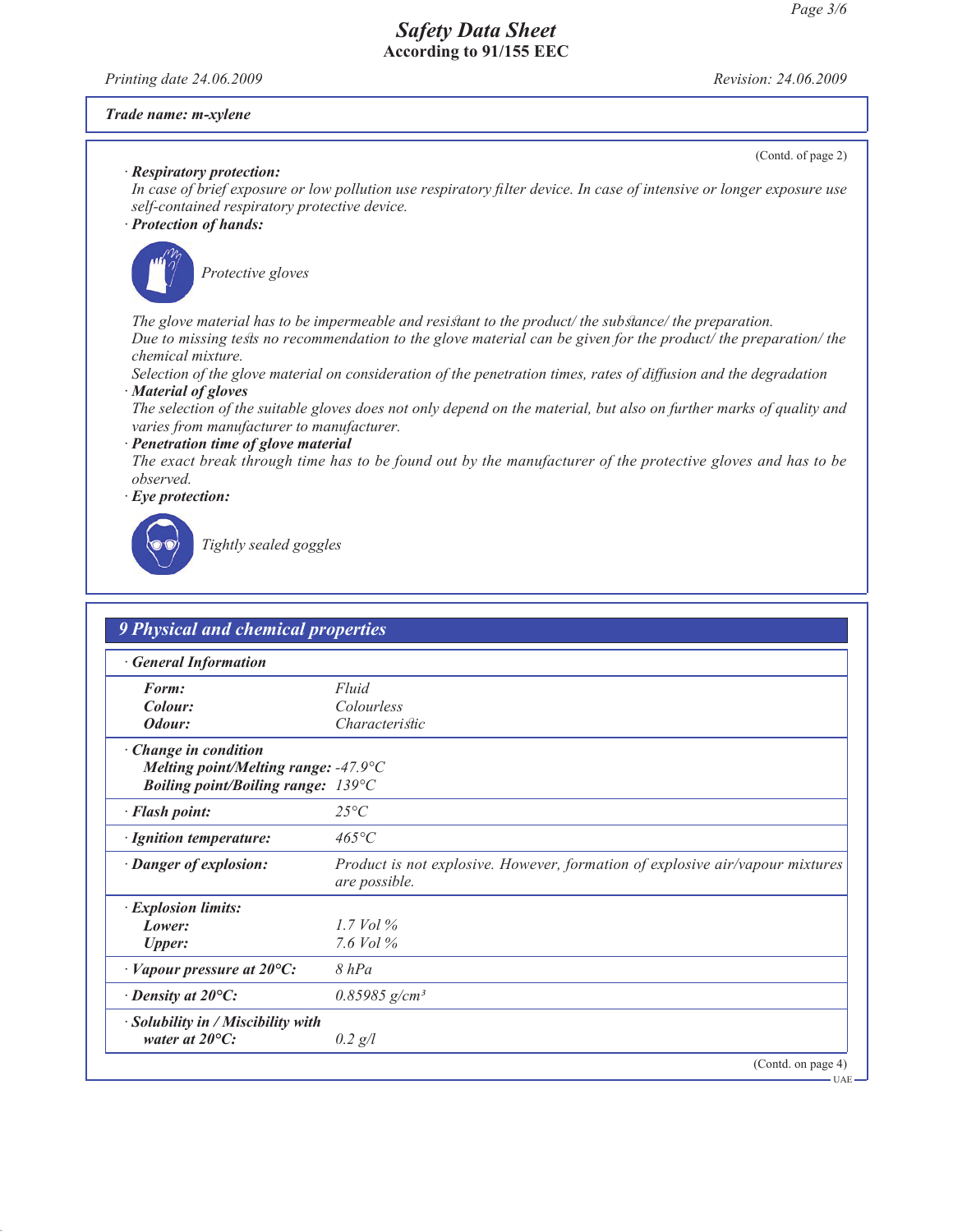Trade name: m-xylene

(Contd. of page 2)

· **Respiratory protection:**
*In case of brief exposure or low pollution use respiratory filter device. In case of intensive or longer exposure use self-contained respiratory protective device.*

· **Protection of hands:**

*Protective gloves*

*The glove material has to be impermeable and resistant to the product/ the substance/ the preparation.*
*Due to missing tests no recommendation to the glove material can be given for the product/ the preparation/ the chemical mixture.*
*Selection of the glove material on consideration of the penetration times, rates of diffusion and the degradation*

· **Material of gloves**
*The selection of the suitable gloves does not only depend on the material, but also on further marks of quality and varies from manufacturer to manufacturer.*

· **Penetration time of glove material**
*The exact break through time has to be found out by the manufacturer of the protective gloves and has to be observed.*

· **Eye protection:**

*Tightly sealed goggles*

## 9 Physical and chemical properties

| · General Information | |
|---|---|
| **Form:** | Fluid |
| **Colour:** | Colourless |
| **Odour:** | Characteristic |
| · **Change in condition** | |
| **Melting point/Melting range:** | -47.9°C |
| **Boiling point/Boiling range:** | 139°C |
| · **Flash point:** | 25°C |
| · **Ignition temperature:** | 465°C |
| · **Danger of explosion:** | Product is not explosive. However, formation of explosive air/vapour mixtures are possible. |
| · **Explosion limits:** | |
| **Lower:** | 1.7 Vol % |
| **Upper:** | 7.6 Vol % |
| · **Vapour pressure at 20°C:** | 8 hPa |
| · **Density at 20°C:** | 0.85985 g/cm³ |
| · **Solubility in / Miscibility with water at 20°C:** | 0.2 g/l |

(Contd. on page 4)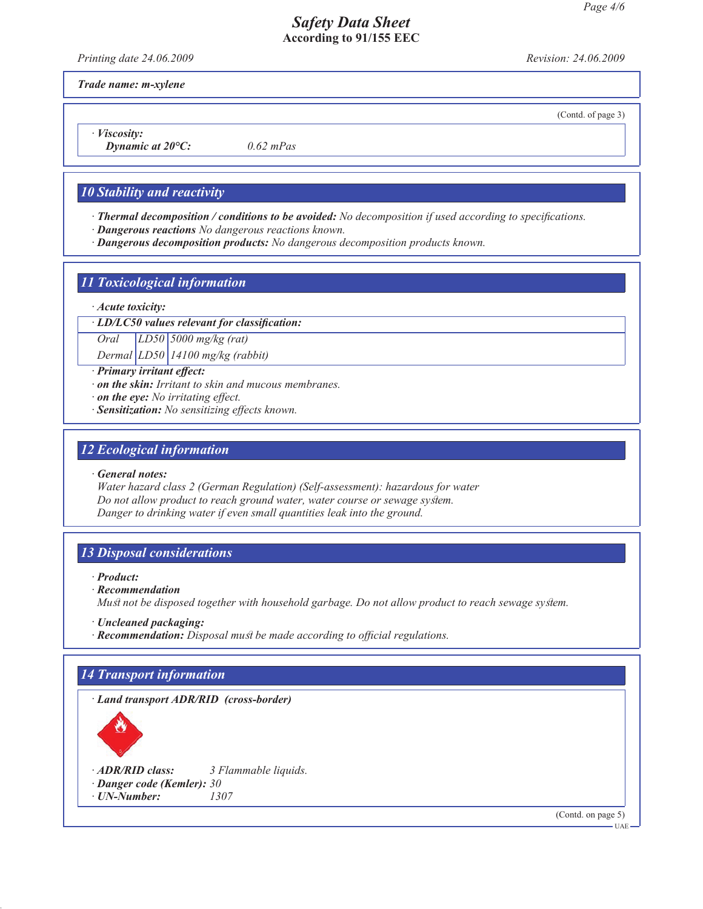**Trade name: m-xylene**

(Contd. of page 3)

· *Viscosity:*
*Dynamic at 20°C:* 0.62 mPas

## 10 Stability and reactivity

· **Thermal decomposition / conditions to be avoided:** No decomposition if used according to specifications.
· **Dangerous reactions** No dangerous reactions known.
· **Dangerous decomposition products:** No dangerous decomposition products known.

## 11 Toxicological information

· **Acute toxicity:**

| · LD/LC50 values relevant for classification: | | |
|---|---|---|
| Oral | LD50 | 5000 mg/kg (rat) |
| Dermal | LD50 | 14100 mg/kg (rabbit) |

· **Primary irritant effect:**
· **on the skin:** Irritant to skin and mucous membranes.
· **on the eye:** No irritating effect.
· **Sensitization:** No sensitizing effects known.

## 12 Ecological information

· **General notes:**
Water hazard class 2 (German Regulation) (Self-assessment): hazardous for water
Do not allow product to reach ground water, water course or sewage system.
Danger to drinking water if even small quantities leak into the ground.

## 13 Disposal considerations

· **Product:**
· **Recommendation**
Must not be disposed together with household garbage. Do not allow product to reach sewage system.

· **Uncleaned packaging:**
· **Recommendation:** Disposal must be made according to official regulations.

## 14 Transport information

· **Land transport ADR/RID (cross-border)**

· **ADR/RID class:** 3 Flammable liquids.
· **Danger code (Kemler):** 30
· **UN-Number:** 1307

(Contd. on page 5)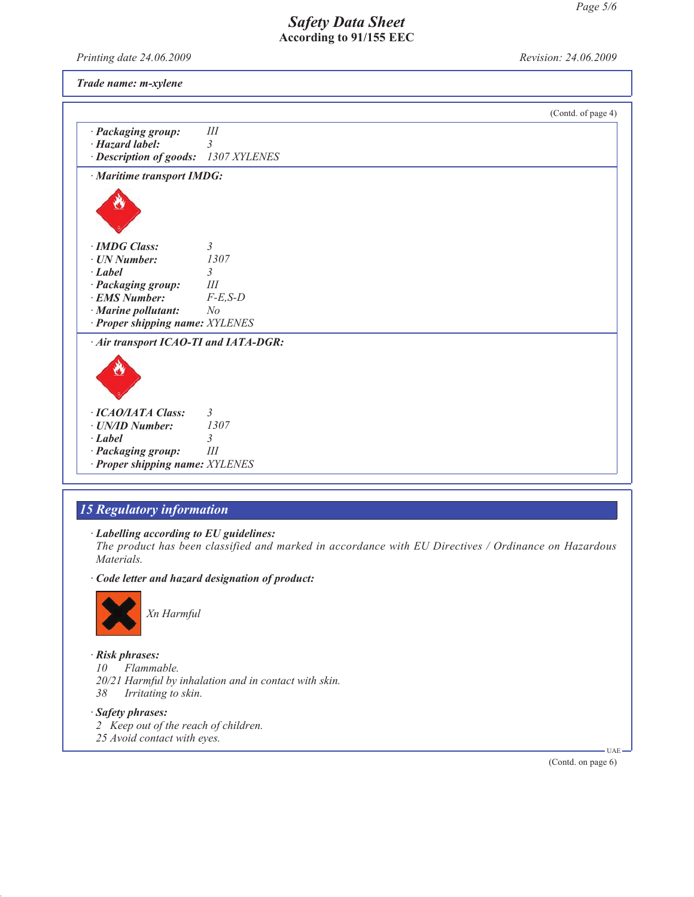Trade name: m-xylene

(Contd. of page 4)

· **Packaging group:** III
· **Hazard label:** 3
· **Description of goods:** 1307 XYLENES

· **Maritime transport IMDG:**

· **IMDG Class:** 3
· **UN Number:** 1307
· **Label** 3
· **Packaging group:** III
· **EMS Number:** F-E,S-D
· **Marine pollutant:** No
· **Proper shipping name:** XYLENES

· **Air transport ICAO-TI and IATA-DGR:**

· **ICAO/IATA Class:** 3
· **UN/ID Number:** 1307
· **Label** 3
· **Packaging group:** III
· **Proper shipping name:** XYLENES

## 15 Regulatory information

· **Labelling according to EU guidelines:**
The product has been classified and marked in accordance with EU Directives / Ordinance on Hazardous Materials.

· **Code letter and hazard designation of product:**

Xn Harmful

· **Risk phrases:**
10 Flammable.
20/21 Harmful by inhalation and in contact with skin.
38 Irritating to skin.

· **Safety phrases:**
2 Keep out of the reach of children.
25 Avoid contact with eyes.

(Contd. on page 6)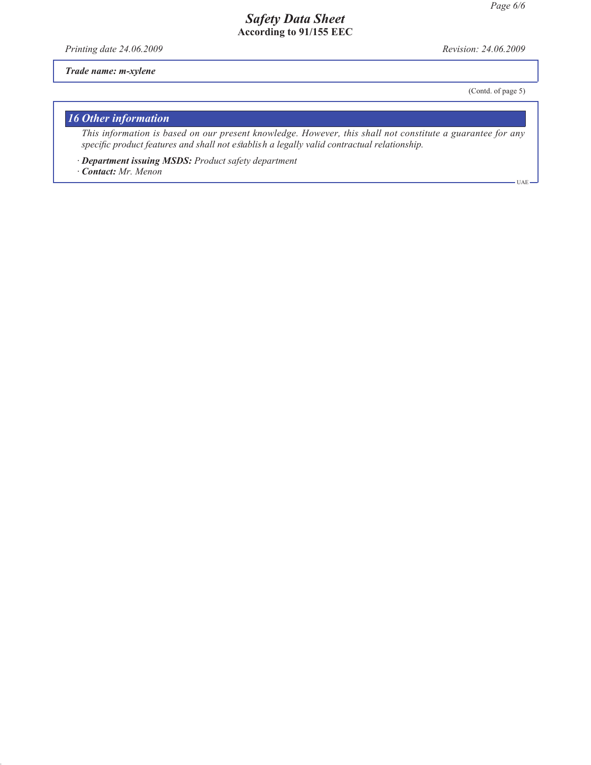*Trade name: m-xylene*

(Contd. of page 5)

## *16 Other information*

*This information is based on our present knowledge. However, this shall not constitute a guarantee for any specific product features and shall not establish a legally valid contractual relationship.*

· ***Department issuing MSDS:*** *Product safety department*
· ***Contact:*** *Mr. Menon*

UAE